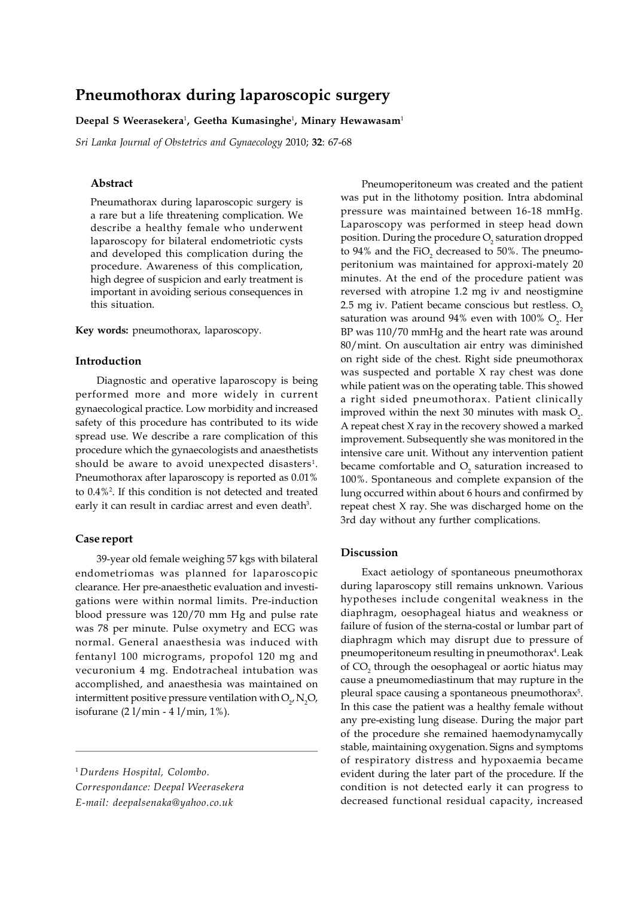# Pneumothorax during laparoscopic surgery

**Deepal S Weerasekera**[1], **Geetha Kumasinghe**[1], **Minary Hewawasam**[1]

*Sri Lanka Journal of Obstetrics and Gynaecology* 2010; **32**: 67-68

### Abstract

Pneumathorax during laparoscopic surgery is a rare but a life threatening complication. We describe a healthy female who underwent laparoscopy for bilateral endometriotic cysts and developed this complication during the procedure. Awareness of this complication, high degree of suspicion and early treatment is important in avoiding serious consequences in this situation.

**Key words:** pneumothorax, laparoscopy.

## Introduction

Diagnostic and operative laparoscopy is being performed more and more widely in current gynaecological practice. Low morbidity and increased safety of this procedure has contributed to its wide spread use. We describe a rare complication of this procedure which the gynaecologists and anaesthetists should be aware to avoid unexpected disasters[1]. Pneumothorax after laparoscopy is reported as 0.01% to 0.4%[2]. If this condition is not detected and treated early it can result in cardiac arrest and even death[3].

## Case report

39-year old female weighing 57 kgs with bilateral endometriomas was planned for laparoscopic clearance. Her pre-anaesthetic evaluation and investigations were within normal limits. Pre-induction blood pressure was 120/70 mm Hg and pulse rate was 78 per minute. Pulse oxymetry and ECG was normal. General anaesthesia was induced with fentanyl 100 micrograms, propofol 120 mg and vecuronium 4 mg. Endotracheal intubation was accomplished, and anaesthesia was maintained on intermittent positive pressure ventilation with $O_2$, $N_2O$, isofurane (2 l/min - 4 l/min, 1%).

Pneumoperitoneum was created and the patient was put in the lithotomy position. Intra abdominal pressure was maintained between 16-18 mmHg. Laparoscopy was performed in steep head down position. During the procedure $O_2$ saturation dropped to 94% and the $FiO_2$ decreased to 50%. The pneumoperitonium was maintained for approxi-mately 20 minutes. At the end of the procedure patient was reversed with atropine 1.2 mg iv and neostigmine 2.5 mg iv. Patient became conscious but restless. $O_2$ saturation was around 94% even with 100% $O_2$. Her BP was 110/70 mmHg and the heart rate was around 80/mint. On auscultation air entry was diminished on right side of the chest. Right side pneumothorax was suspected and portable X ray chest was done while patient was on the operating table. This showed a right sided pneumothorax. Patient clinically improved within the next 30 minutes with mask $O_2$. A repeat chest X ray in the recovery showed a marked improvement. Subsequently she was monitored in the intensive care unit. Without any intervention patient became comfortable and $O_2$ saturation increased to 100%. Spontaneous and complete expansion of the lung occurred within about 6 hours and confirmed by repeat chest X ray. She was discharged home on the 3rd day without any further complications.

## Discussion

Exact aetiology of spontaneous pneumothorax during laparoscopy still remains unknown. Various hypotheses include congenital weakness in the diaphragm, oesophageal hiatus and weakness or failure of fusion of the sterna-costal or lumbar part of diaphragm which may disrupt due to pressure of pneumoperitoneum resulting in pneumothorax[4]. Leak of $CO_2$ through the oesophageal or aortic hiatus may cause a pneumomediastinum that may rupture in the pleural space causing a spontaneous pneumothorax[5]. In this case the patient was a healthy female without any pre-existing lung disease. During the major part of the procedure she remained haemodynamycally stable, maintaining oxygenation. Signs and symptoms of respiratory distress and hypoxaemia became evident during the later part of the procedure. If the condition is not detected early it can progress to decreased functional residual capacity, increased

---

[1] *Durdens Hospital, Colombo.*

*Correspondance: Deepal Weerasekera*

*E-mail: deepalsenaka@yahoo.co.uk*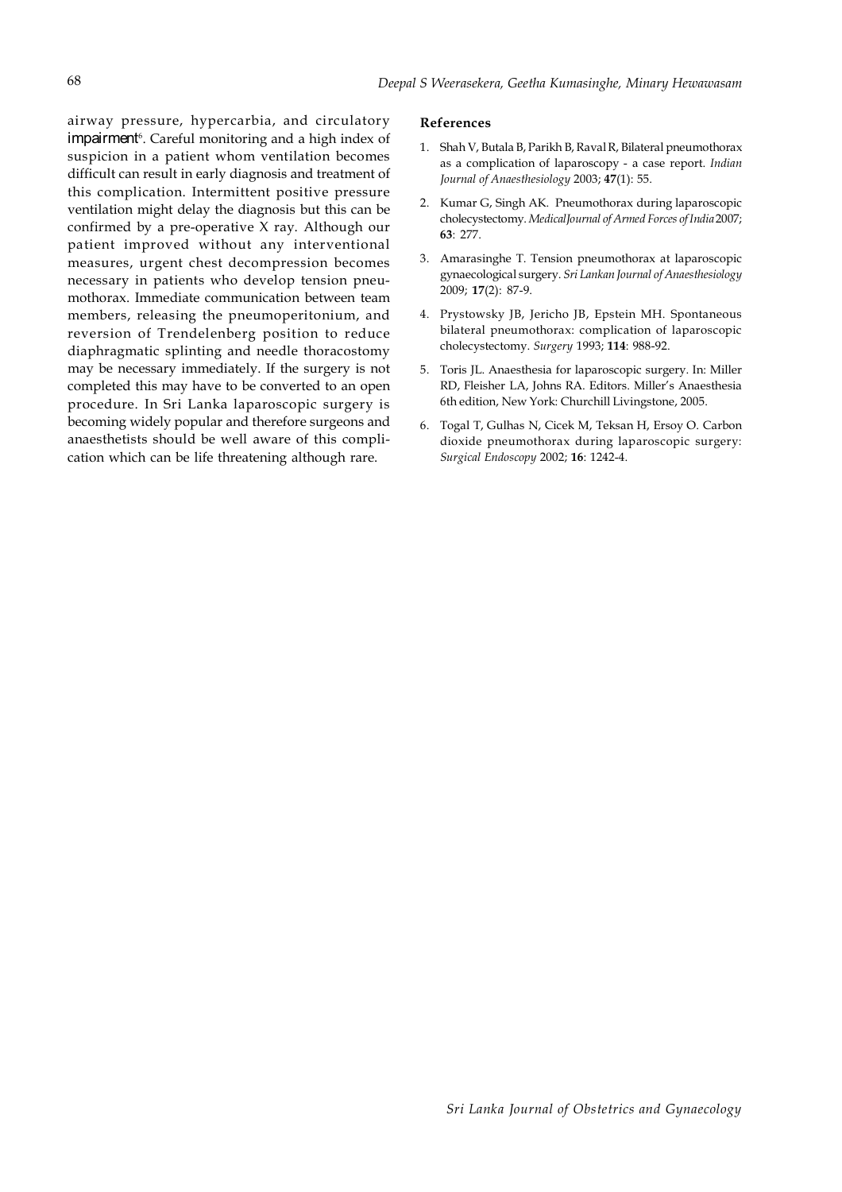airway pressure, hypercarbia, and circulatory impairment[6]. Careful monitoring and a high index of suspicion in a patient whom ventilation becomes difficult can result in early diagnosis and treatment of this complication. Intermittent positive pressure ventilation might delay the diagnosis but this can be confirmed by a pre-operative X ray. Although our patient improved without any interventional measures, urgent chest decompression becomes necessary in patients who develop tension pneumothorax. Immediate communication between team members, releasing the pneumoperitonium, and reversion of Trendelenberg position to reduce diaphragmatic splinting and needle thoracostomy may be necessary immediately. If the surgery is not completed this may have to be converted to an open procedure. In Sri Lanka laparoscopic surgery is becoming widely popular and therefore surgeons and anaesthetists should be well aware of this complication which can be life threatening although rare.

## References

1. Shah V, Butala B, Parikh B, Raval R, Bilateral pneumothorax as a complication of laparoscopy - a case report. *Indian Journal of Anaesthesiology* 2003; **47**(1): 55.
2. Kumar G, Singh AK. Pneumothorax during laparoscopic cholecystectomy. *Medical Journal of Armed Forces of India* 2007; **63**: 277.
3. Amarasinghe T. Tension pneumothorax at laparoscopic gynaecological surgery. *Sri Lankan Journal of Anaesthesiology* 2009; **17**(2): 87-9.
4. Prystowsky JB, Jericho JB, Epstein MH. Spontaneous bilateral pneumothorax: complication of laparoscopic cholecystectomy. *Surgery* 1993; **114**: 988-92.
5. Toris JL. Anaesthesia for laparoscopic surgery. In: Miller RD, Fleisher LA, Johns RA. Editors. Miller's Anaesthesia 6th edition, New York: Churchill Livingstone, 2005.
6. Togal T, Gulhas N, Cicek M, Teksan H, Ersoy O. Carbon dioxide pneumothorax during laparoscopic surgery: *Surgical Endoscopy* 2002; **16**: 1242-4.